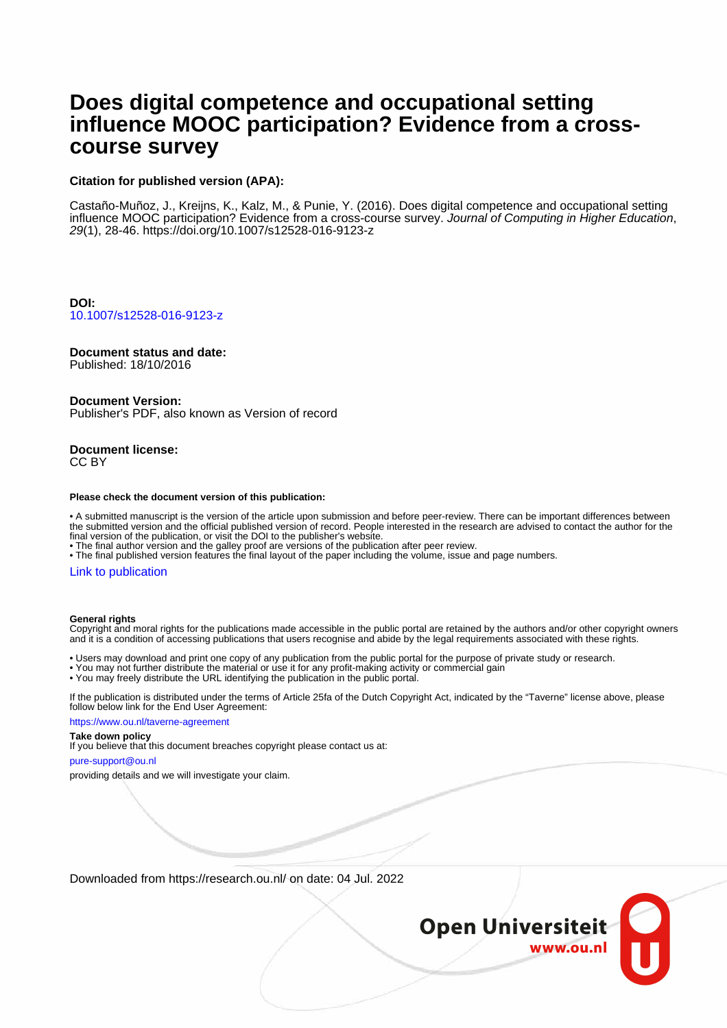# Does digital competence and occupational setting influence MOOC participation? Evidence from a cross-course survey

**Citation for published version (APA):**

Castaño-Muñoz, J., Kreijns, K., Kalz, M., & Punie, Y. (2016). Does digital competence and occupational setting influence MOOC participation? Evidence from a cross-course survey. *Journal of Computing in Higher Education*, *29*(1), 28-46. https://doi.org/10.1007/s12528-016-9123-z

**DOI:**
10.1007/s12528-016-9123-z

**Document status and date:**
Published: 18/10/2016

**Document Version:**
Publisher's PDF, also known as Version of record

**Document license:**
CC BY

**Please check the document version of this publication:**

- A submitted manuscript is the version of the article upon submission and before peer-review. There can be important differences between the submitted version and the official published version of record. People interested in the research are advised to contact the author for the final version of the publication, or visit the DOI to the publisher's website.
- The final author version and the galley proof are versions of the publication after peer review.
- The final published version features the final layout of the paper including the volume, issue and page numbers.

Link to publication

**General rights**
Copyright and moral rights for the publications made accessible in the public portal are retained by the authors and/or other copyright owners and it is a condition of accessing publications that users recognise and abide by the legal requirements associated with these rights.

- Users may download and print one copy of any publication from the public portal for the purpose of private study or research.
- You may not further distribute the material or use it for any profit-making activity or commercial gain
- You may freely distribute the URL identifying the publication in the public portal.

If the publication is distributed under the terms of Article 25fa of the Dutch Copyright Act, indicated by the "Taverne" license above, please follow below link for the End User Agreement:

https://www.ou.nl/taverne-agreement

**Take down policy**
If you believe that this document breaches copyright please contact us at:

pure-support@ou.nl

providing details and we will investigate your claim.

Downloaded from https://research.ou.nl/ on date: 04 Jul. 2022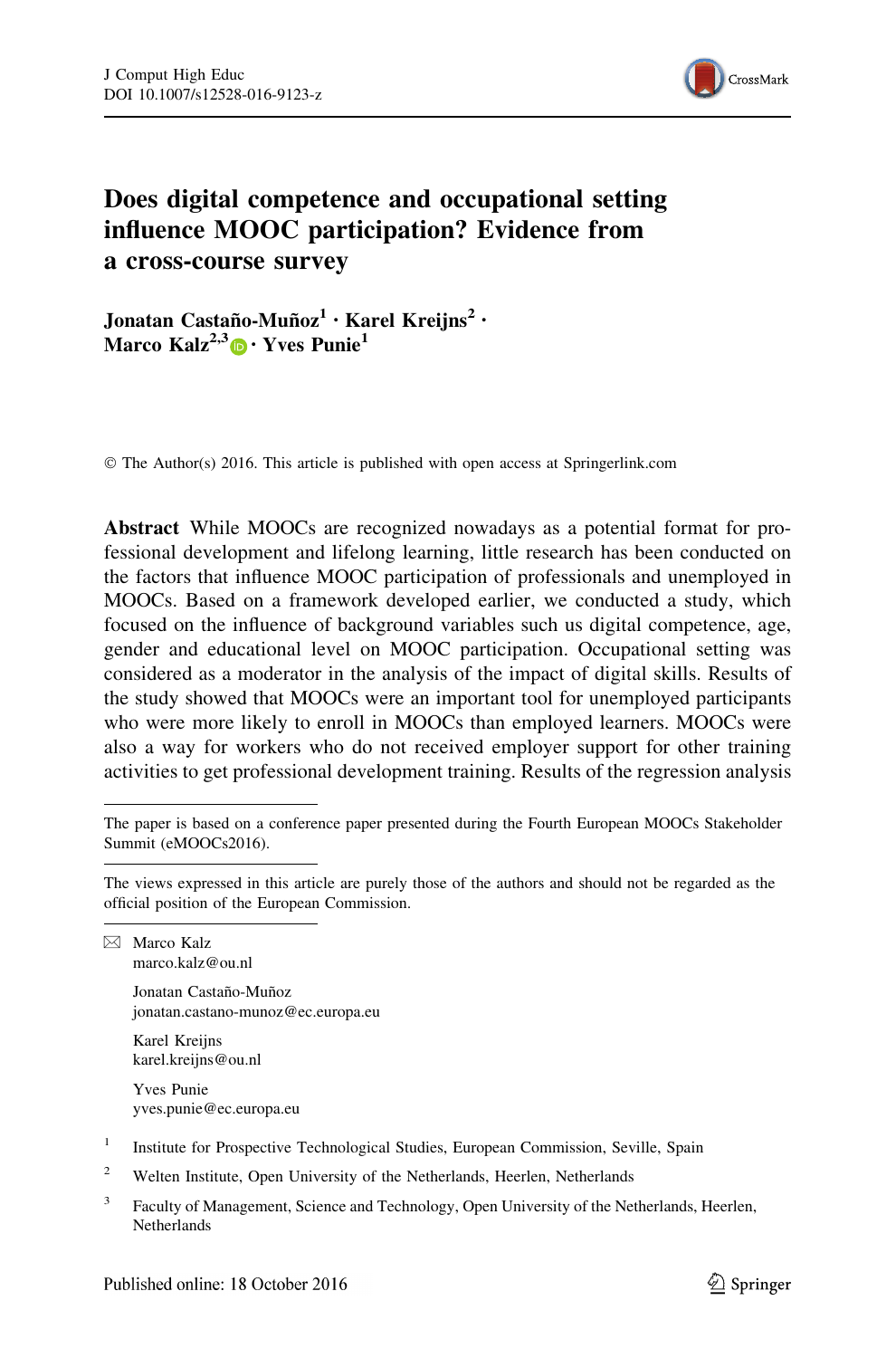# Does digital competence and occupational setting influence MOOC participation? Evidence from a cross-course survey

**Jonatan Castaño-Muñoz[1] · Karel Kreijns[2] · Marco Kalz[2,3] · Yves Punie[1]**

© The Author(s) 2016. This article is published with open access at Springerlink.com

**Abstract** While MOOCs are recognized nowadays as a potential format for professional development and lifelong learning, little research has been conducted on the factors that influence MOOC participation of professionals and unemployed in MOOCs. Based on a framework developed earlier, we conducted a study, which focused on the influence of background variables such us digital competence, age, gender and educational level on MOOC participation. Occupational setting was considered as a moderator in the analysis of the impact of digital skills. Results of the study showed that MOOCs were an important tool for unemployed participants who were more likely to enroll in MOOCs than employed learners. MOOCs were also a way for workers who do not received employer support for other training activities to get professional development training. Results of the regression analysis

---

The paper is based on a conference paper presented during the Fourth European MOOCs Stakeholder Summit (eMOOCs2016).

---

The views expressed in this article are purely those of the authors and should not be regarded as the official position of the European Commission.

---

✉ Marco Kalz
marco.kalz@ou.nl

Jonatan Castaño-Muñoz
jonatan.castano-munoz@ec.europa.eu

Karel Kreijns
karel.kreijns@ou.nl

Yves Punie
yves.punie@ec.europa.eu

[1] Institute for Prospective Technological Studies, European Commission, Seville, Spain

[2] Welten Institute, Open University of the Netherlands, Heerlen, Netherlands

[3] Faculty of Management, Science and Technology, Open University of the Netherlands, Heerlen, Netherlands

Published online: 18 October 2016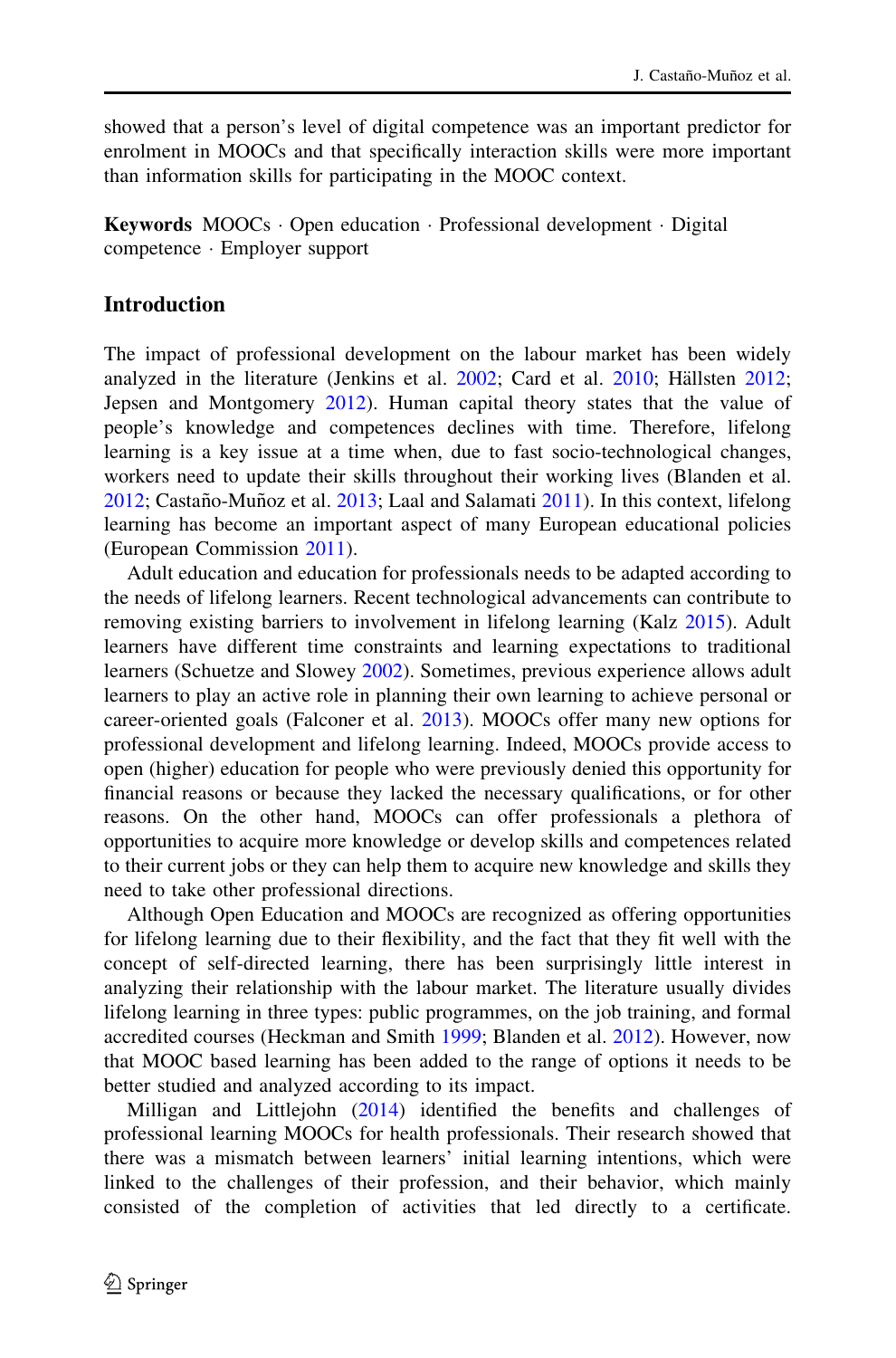showed that a person's level of digital competence was an important predictor for enrolment in MOOCs and that specifically interaction skills were more important than information skills for participating in the MOOC context.

**Keywords** MOOCs · Open education · Professional development · Digital competence · Employer support

## Introduction

The impact of professional development on the labour market has been widely analyzed in the literature (Jenkins et al. 2002; Card et al. 2010; Hällsten 2012; Jepsen and Montgomery 2012). Human capital theory states that the value of people's knowledge and competences declines with time. Therefore, lifelong learning is a key issue at a time when, due to fast socio-technological changes, workers need to update their skills throughout their working lives (Blanden et al. 2012; Castaño-Muñoz et al. 2013; Laal and Salamati 2011). In this context, lifelong learning has become an important aspect of many European educational policies (European Commission 2011).

Adult education and education for professionals needs to be adapted according to the needs of lifelong learners. Recent technological advancements can contribute to removing existing barriers to involvement in lifelong learning (Kalz 2015). Adult learners have different time constraints and learning expectations to traditional learners (Schuetze and Slowey 2002). Sometimes, previous experience allows adult learners to play an active role in planning their own learning to achieve personal or career-oriented goals (Falconer et al. 2013). MOOCs offer many new options for professional development and lifelong learning. Indeed, MOOCs provide access to open (higher) education for people who were previously denied this opportunity for financial reasons or because they lacked the necessary qualifications, or for other reasons. On the other hand, MOOCs can offer professionals a plethora of opportunities to acquire more knowledge or develop skills and competences related to their current jobs or they can help them to acquire new knowledge and skills they need to take other professional directions.

Although Open Education and MOOCs are recognized as offering opportunities for lifelong learning due to their flexibility, and the fact that they fit well with the concept of self-directed learning, there has been surprisingly little interest in analyzing their relationship with the labour market. The literature usually divides lifelong learning in three types: public programmes, on the job training, and formal accredited courses (Heckman and Smith 1999; Blanden et al. 2012). However, now that MOOC based learning has been added to the range of options it needs to be better studied and analyzed according to its impact.

Milligan and Littlejohn (2014) identified the benefits and challenges of professional learning MOOCs for health professionals. Their research showed that there was a mismatch between learners' initial learning intentions, which were linked to the challenges of their profession, and their behavior, which mainly consisted of the completion of activities that led directly to a certificate.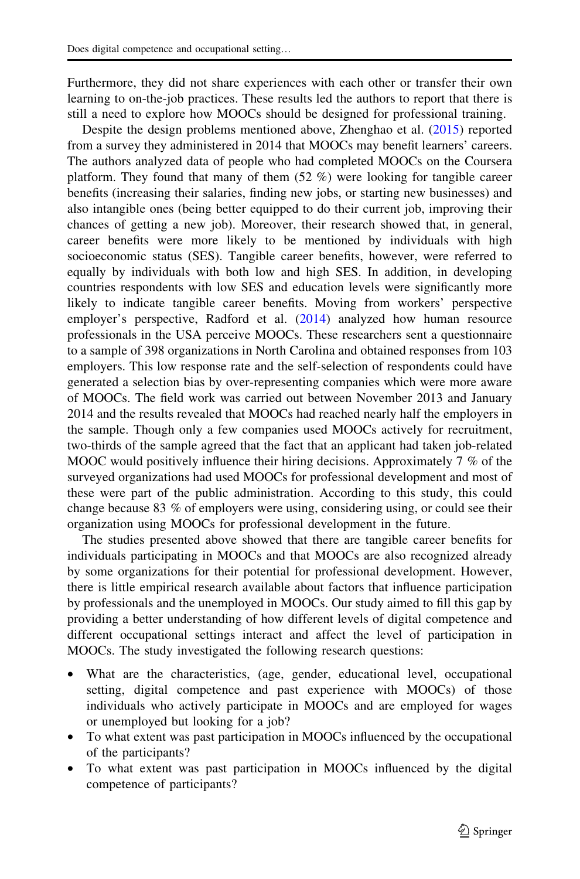Furthermore, they did not share experiences with each other or transfer their own learning to on-the-job practices. These results led the authors to report that there is still a need to explore how MOOCs should be designed for professional training.

Despite the design problems mentioned above, Zhenghao et al. (2015) reported from a survey they administered in 2014 that MOOCs may benefit learners' careers. The authors analyzed data of people who had completed MOOCs on the Coursera platform. They found that many of them (52 %) were looking for tangible career benefits (increasing their salaries, finding new jobs, or starting new businesses) and also intangible ones (being better equipped to do their current job, improving their chances of getting a new job). Moreover, their research showed that, in general, career benefits were more likely to be mentioned by individuals with high socioeconomic status (SES). Tangible career benefits, however, were referred to equally by individuals with both low and high SES. In addition, in developing countries respondents with low SES and education levels were significantly more likely to indicate tangible career benefits. Moving from workers' perspective employer's perspective, Radford et al. (2014) analyzed how human resource professionals in the USA perceive MOOCs. These researchers sent a questionnaire to a sample of 398 organizations in North Carolina and obtained responses from 103 employers. This low response rate and the self-selection of respondents could have generated a selection bias by over-representing companies which were more aware of MOOCs. The field work was carried out between November 2013 and January 2014 and the results revealed that MOOCs had reached nearly half the employers in the sample. Though only a few companies used MOOCs actively for recruitment, two-thirds of the sample agreed that the fact that an applicant had taken job-related MOOC would positively influence their hiring decisions. Approximately 7 % of the surveyed organizations had used MOOCs for professional development and most of these were part of the public administration. According to this study, this could change because 83 % of employers were using, considering using, or could see their organization using MOOCs for professional development in the future.

The studies presented above showed that there are tangible career benefits for individuals participating in MOOCs and that MOOCs are also recognized already by some organizations for their potential for professional development. However, there is little empirical research available about factors that influence participation by professionals and the unemployed in MOOCs. Our study aimed to fill this gap by providing a better understanding of how different levels of digital competence and different occupational settings interact and affect the level of participation in MOOCs. The study investigated the following research questions:

- What are the characteristics, (age, gender, educational level, occupational setting, digital competence and past experience with MOOCs) of those individuals who actively participate in MOOCs and are employed for wages or unemployed but looking for a job?
- To what extent was past participation in MOOCs influenced by the occupational of the participants?
- To what extent was past participation in MOOCs influenced by the digital competence of participants?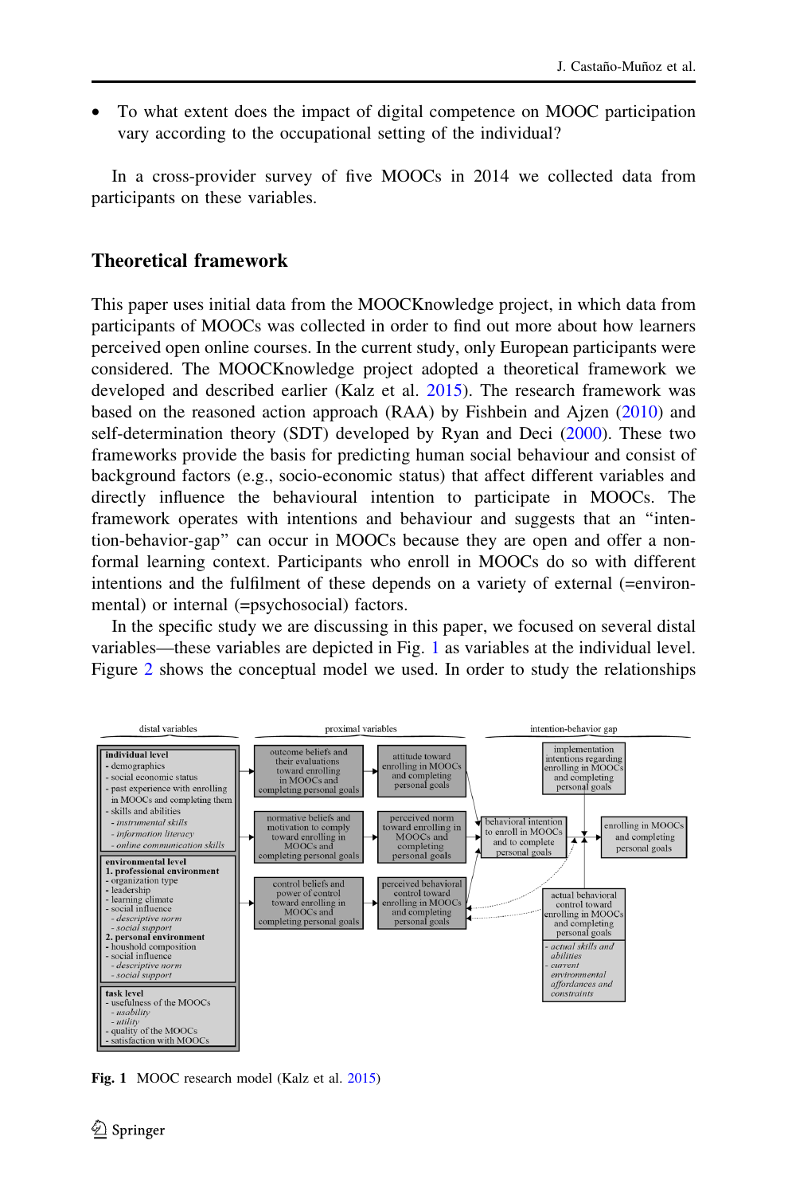- To what extent does the impact of digital competence on MOOC participation vary according to the occupational setting of the individual?

In a cross-provider survey of five MOOCs in 2014 we collected data from participants on these variables.

## Theoretical framework

This paper uses initial data from the MOOCKnowledge project, in which data from participants of MOOCs was collected in order to find out more about how learners perceived open online courses. In the current study, only European participants were considered. The MOOCKnowledge project adopted a theoretical framework we developed and described earlier (Kalz et al. 2015). The research framework was based on the reasoned action approach (RAA) by Fishbein and Ajzen (2010) and self-determination theory (SDT) developed by Ryan and Deci (2000). These two frameworks provide the basis for predicting human social behaviour and consist of background factors (e.g., socio-economic status) that affect different variables and directly influence the behavioural intention to participate in MOOCs. The framework operates with intentions and behaviour and suggests that an "intention-behavior-gap" can occur in MOOCs because they are open and offer a non-formal learning context. Participants who enroll in MOOCs do so with different intentions and the fulfilment of these depends on a variety of external (=environmental) or internal (=psychosocial) factors.

In the specific study we are discussing in this paper, we focused on several distal variables—these variables are depicted in Fig. 1 as variables at the individual level. Figure 2 shows the conceptual model we used. In order to study the relationships

**Fig. 1** MOOC research model (Kalz et al. 2015)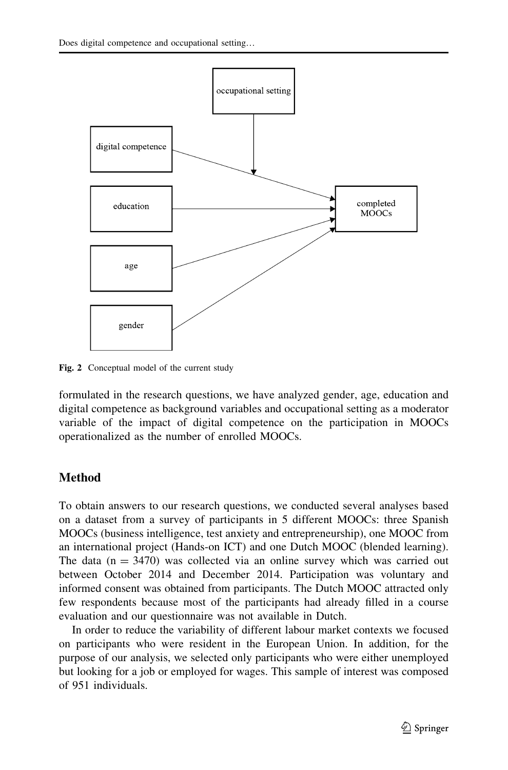**Fig. 2** Conceptual model of the current study

formulated in the research questions, we have analyzed gender, age, education and digital competence as background variables and occupational setting as a moderator variable of the impact of digital competence on the participation in MOOCs operationalized as the number of enrolled MOOCs.

## Method

To obtain answers to our research questions, we conducted several analyses based on a dataset from a survey of participants in 5 different MOOCs: three Spanish MOOCs (business intelligence, test anxiety and entrepreneurship), one MOOC from an international project (Hands-on ICT) and one Dutch MOOC (blended learning). The data ($n = 3470$) was collected via an online survey which was carried out between October 2014 and December 2014. Participation was voluntary and informed consent was obtained from participants. The Dutch MOOC attracted only few respondents because most of the participants had already filled in a course evaluation and our questionnaire was not available in Dutch.

In order to reduce the variability of different labour market contexts we focused on participants who were resident in the European Union. In addition, for the purpose of our analysis, we selected only participants who were either unemployed but looking for a job or employed for wages. This sample of interest was composed of 951 individuals.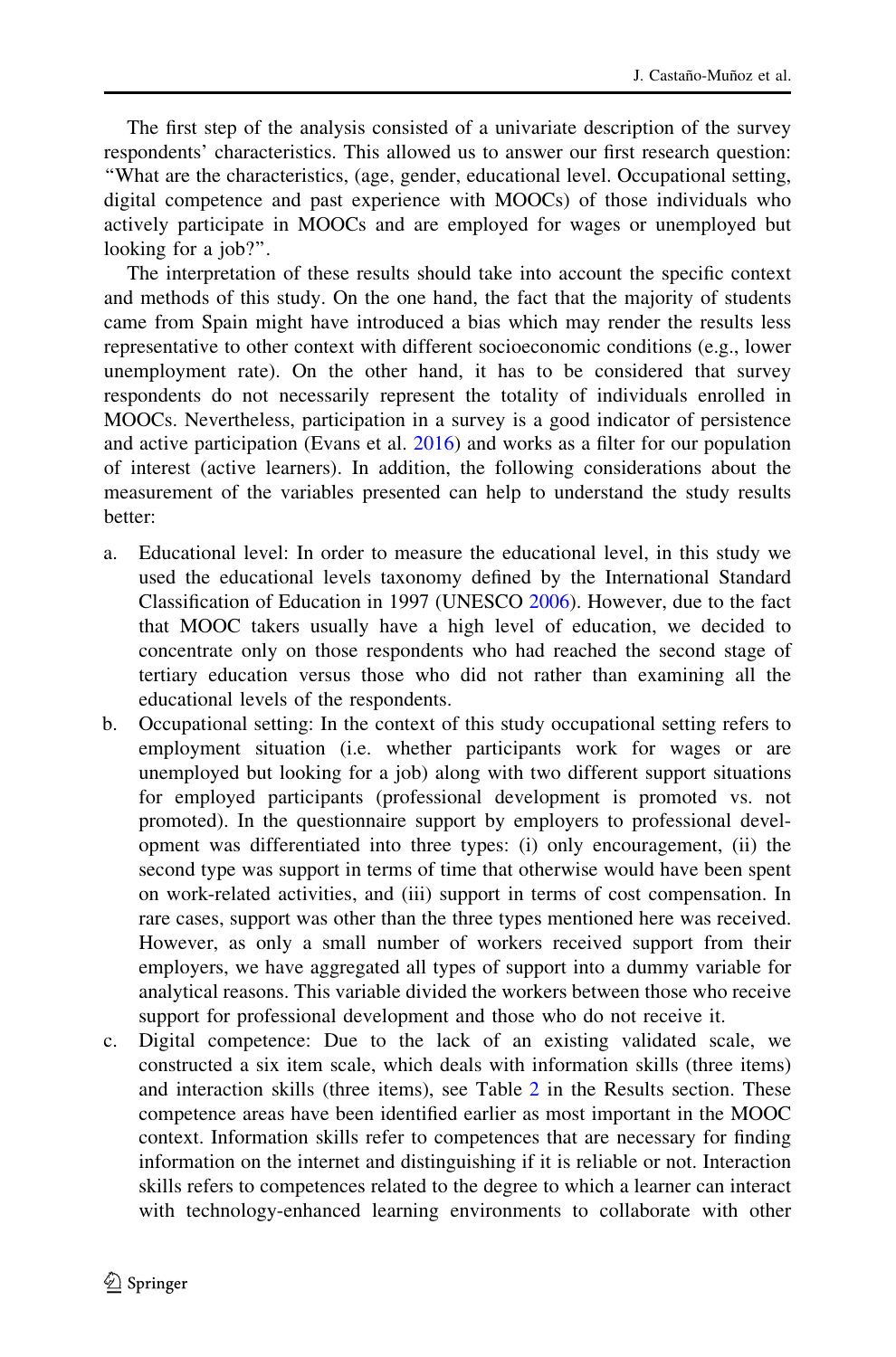The first step of the analysis consisted of a univariate description of the survey respondents' characteristics. This allowed us to answer our first research question: "What are the characteristics, (age, gender, educational level. Occupational setting, digital competence and past experience with MOOCs) of those individuals who actively participate in MOOCs and are employed for wages or unemployed but looking for a job?".

The interpretation of these results should take into account the specific context and methods of this study. On the one hand, the fact that the majority of students came from Spain might have introduced a bias which may render the results less representative to other context with different socioeconomic conditions (e.g., lower unemployment rate). On the other hand, it has to be considered that survey respondents do not necessarily represent the totality of individuals enrolled in MOOCs. Nevertheless, participation in a survey is a good indicator of persistence and active participation (Evans et al. 2016) and works as a filter for our population of interest (active learners). In addition, the following considerations about the measurement of the variables presented can help to understand the study results better:

a. Educational level: In order to measure the educational level, in this study we used the educational levels taxonomy defined by the International Standard Classification of Education in 1997 (UNESCO 2006). However, due to the fact that MOOC takers usually have a high level of education, we decided to concentrate only on those respondents who had reached the second stage of tertiary education versus those who did not rather than examining all the educational levels of the respondents.
b. Occupational setting: In the context of this study occupational setting refers to employment situation (i.e. whether participants work for wages or are unemployed but looking for a job) along with two different support situations for employed participants (professional development is promoted vs. not promoted). In the questionnaire support by employers to professional development was differentiated into three types: (i) only encouragement, (ii) the second type was support in terms of time that otherwise would have been spent on work-related activities, and (iii) support in terms of cost compensation. In rare cases, support was other than the three types mentioned here was received. However, as only a small number of workers received support from their employers, we have aggregated all types of support into a dummy variable for analytical reasons. This variable divided the workers between those who receive support for professional development and those who do not receive it.
c. Digital competence: Due to the lack of an existing validated scale, we constructed a six item scale, which deals with information skills (three items) and interaction skills (three items), see Table 2 in the Results section. These competence areas have been identified earlier as most important in the MOOC context. Information skills refer to competences that are necessary for finding information on the internet and distinguishing if it is reliable or not. Interaction skills refers to competences related to the degree to which a learner can interact with technology-enhanced learning environments to collaborate with other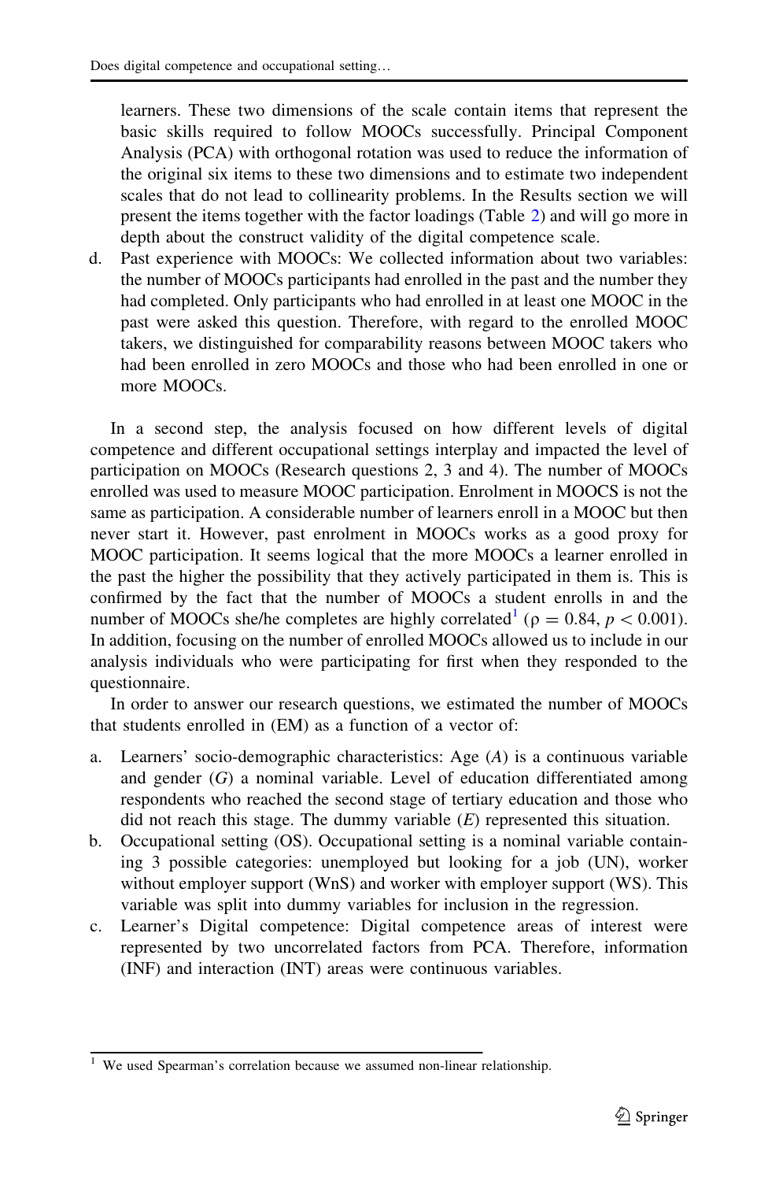learners. These two dimensions of the scale contain items that represent the basic skills required to follow MOOCs successfully. Principal Component Analysis (PCA) with orthogonal rotation was used to reduce the information of the original six items to these two dimensions and to estimate two independent scales that do not lead to collinearity problems. In the Results section we will present the items together with the factor loadings (Table 2) and will go more in depth about the construct validity of the digital competence scale.

d. Past experience with MOOCs: We collected information about two variables: the number of MOOCs participants had enrolled in the past and the number they had completed. Only participants who had enrolled in at least one MOOC in the past were asked this question. Therefore, with regard to the enrolled MOOC takers, we distinguished for comparability reasons between MOOC takers who had been enrolled in zero MOOCs and those who had been enrolled in one or more MOOCs.

In a second step, the analysis focused on how different levels of digital competence and different occupational settings interplay and impacted the level of participation on MOOCs (Research questions 2, 3 and 4). The number of MOOCs enrolled was used to measure MOOC participation. Enrolment in MOOCS is not the same as participation. A considerable number of learners enroll in a MOOC but then never start it. However, past enrolment in MOOCs works as a good proxy for MOOC participation. It seems logical that the more MOOCs a learner enrolled in the past the higher the possibility that they actively participated in them is. This is confirmed by the fact that the number of MOOCs a student enrolls in and the number of MOOCs she/he completes are highly correlated[1] ($\rho = 0.84$, $p < 0.001$). In addition, focusing on the number of enrolled MOOCs allowed us to include in our analysis individuals who were participating for first when they responded to the questionnaire.

In order to answer our research questions, we estimated the number of MOOCs that students enrolled in (EM) as a function of a vector of:

a. Learners' socio-demographic characteristics: Age ($A$) is a continuous variable and gender ($G$) a nominal variable. Level of education differentiated among respondents who reached the second stage of tertiary education and those who did not reach this stage. The dummy variable ($E$) represented this situation.
b. Occupational setting (OS). Occupational setting is a nominal variable containing 3 possible categories: unemployed but looking for a job (UN), worker without employer support (WnS) and worker with employer support (WS). This variable was split into dummy variables for inclusion in the regression.
c. Learner's Digital competence: Digital competence areas of interest were represented by two uncorrelated factors from PCA. Therefore, information (INF) and interaction (INT) areas were continuous variables.

[1] We used Spearman's correlation because we assumed non-linear relationship.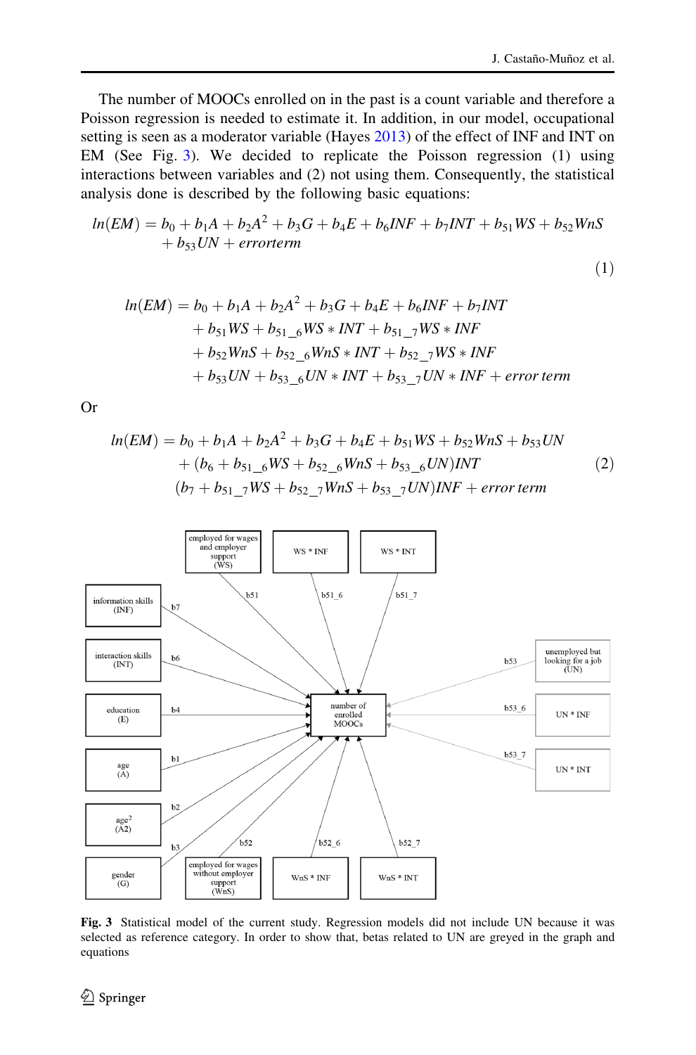The number of MOOCs enrolled on in the past is a count variable and therefore a Poisson regression is needed to estimate it. In addition, in our model, occupational setting is seen as a moderator variable (Hayes 2013) of the effect of INF and INT on EM (See Fig. 3). We decided to replicate the Poisson regression (1) using interactions between variables and (2) not using them. Consequently, the statistical analysis done is described by the following basic equations:

$$ln(EM) = b_0 + b_1A + b_2A^2 + b_3G + b_4E + b_6INF + b_7INT + b_{51}WS + b_{52}WnS + b_{53}UN + errorterm \tag{1}$$

$$\begin{aligned} ln(EM) = {} & b_0 + b_1A + b_2A^2 + b_3G + b_4E + b_6INF + b_7INT \\ & + b_{51}WS + b_{51\_6}WS * INT + b_{51\_7}WS * INF \\ & + b_{52}WnS + b_{52\_6}WnS * INT + b_{52\_7}WS * INF \\ & + b_{53}UN + b_{53\_6}UN * INT + b_{53\_7}UN * INF + error\ term \end{aligned}$$

Or

$$\begin{aligned} ln(EM) = {} & b_0 + b_1A + b_2A^2 + b_3G + b_4E + b_{51}WS + b_{52}WnS + b_{53}UN \\ & + (b_6 + b_{51\_6}WS + b_{52\_6}WnS + b_{53\_6}UN)INT \\ & (b_7 + b_{51\_7}WS + b_{52\_7}WnS + b_{53\_7}UN)INF + error\ term \end{aligned} \tag{2}$$

**Fig. 3** Statistical model of the current study. Regression models did not include UN because it was selected as reference category. In order to show that, betas related to UN are greyed in the graph and equations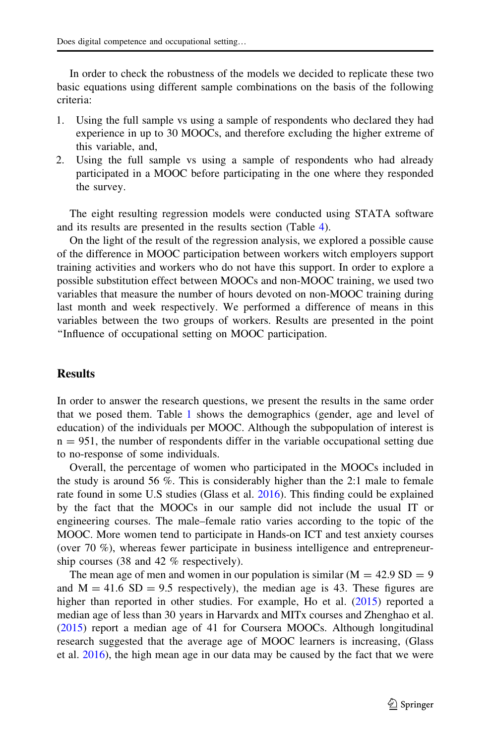In order to check the robustness of the models we decided to replicate these two basic equations using different sample combinations on the basis of the following criteria:

1. Using the full sample vs using a sample of respondents who declared they had experience in up to 30 MOOCs, and therefore excluding the higher extreme of this variable, and,
2. Using the full sample vs using a sample of respondents who had already participated in a MOOC before participating in the one where they responded the survey.

The eight resulting regression models were conducted using STATA software and its results are presented in the results section (Table 4).

On the light of the result of the regression analysis, we explored a possible cause of the difference in MOOC participation between workers witch employers support training activities and workers who do not have this support. In order to explore a possible substitution effect between MOOCs and non-MOOC training, we used two variables that measure the number of hours devoted on non-MOOC training during last month and week respectively. We performed a difference of means in this variables between the two groups of workers. Results are presented in the point "Influence of occupational setting on MOOC participation.

## Results

In order to answer the research questions, we present the results in the same order that we posed them. Table 1 shows the demographics (gender, age and level of education) of the individuals per MOOC. Although the subpopulation of interest is n = 951, the number of respondents differ in the variable occupational setting due to no-response of some individuals.

Overall, the percentage of women who participated in the MOOCs included in the study is around 56 %. This is considerably higher than the 2:1 male to female rate found in some U.S studies (Glass et al. 2016). This finding could be explained by the fact that the MOOCs in our sample did not include the usual IT or engineering courses. The male–female ratio varies according to the topic of the MOOC. More women tend to participate in Hands-on ICT and test anxiety courses (over 70 %), whereas fewer participate in business intelligence and entrepreneurship courses (38 and 42 % respectively).

The mean age of men and women in our population is similar (M = 42.9 SD = 9 and M = 41.6 SD = 9.5 respectively), the median age is 43. These figures are higher than reported in other studies. For example, Ho et al. (2015) reported a median age of less than 30 years in Harvardx and MITx courses and Zhenghao et al. (2015) report a median age of 41 for Coursera MOOCs. Although longitudinal research suggested that the average age of MOOC learners is increasing, (Glass et al. 2016), the high mean age in our data may be caused by the fact that we were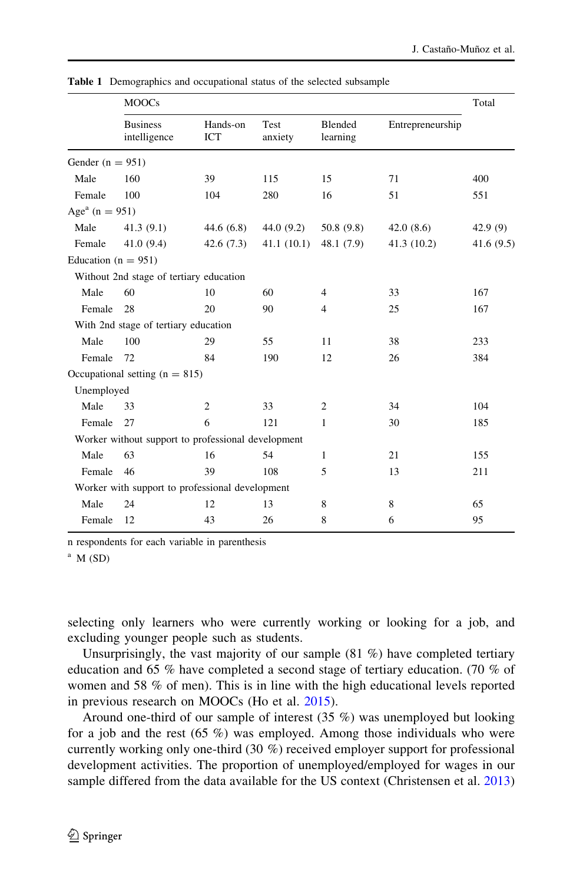**Table 1** Demographics and occupational status of the selected subsample

| | MOOCs | | | | | Total |
|---|---|---|---|---|---|---|
| | Business intelligence | Hands-on ICT | Test anxiety | Blended learning | Entrepreneurship | |
| Gender (n = 951) | | | | | | |
| Male | 160 | 39 | 115 | 15 | 71 | 400 |
| Female | 100 | 104 | 280 | 16 | 51 | 551 |
| Age[a] (n = 951) | | | | | | |
| Male | 41.3 (9.1) | 44.6 (6.8) | 44.0 (9.2) | 50.8 (9.8) | 42.0 (8.6) | 42.9 (9) |
| Female | 41.0 (9.4) | 42.6 (7.3) | 41.1 (10.1) | 48.1 (7.9) | 41.3 (10.2) | 41.6 (9.5) |
| Education (n = 951) | | | | | | |
| Without 2nd stage of tertiary education | | | | | | |
| Male | 60 | 10 | 60 | 4 | 33 | 167 |
| Female | 28 | 20 | 90 | 4 | 25 | 167 |
| With 2nd stage of tertiary education | | | | | | |
| Male | 100 | 29 | 55 | 11 | 38 | 233 |
| Female | 72 | 84 | 190 | 12 | 26 | 384 |
| Occupational setting (n = 815) | | | | | | |
| Unemployed | | | | | | |
| Male | 33 | 2 | 33 | 2 | 34 | 104 |
| Female | 27 | 6 | 121 | 1 | 30 | 185 |
| Worker without support to professional development | | | | | | |
| Male | 63 | 16 | 54 | 1 | 21 | 155 |
| Female | 46 | 39 | 108 | 5 | 13 | 211 |
| Worker with support to professional development | | | | | | |
| Male | 24 | 12 | 13 | 8 | 8 | 65 |
| Female | 12 | 43 | 26 | 8 | 6 | 95 |

n respondents for each variable in parenthesis

[a] M (SD)

selecting only learners who were currently working or looking for a job, and excluding younger people such as students.

Unsurprisingly, the vast majority of our sample (81 %) have completed tertiary education and 65 % have completed a second stage of tertiary education. (70 % of women and 58 % of men). This is in line with the high educational levels reported in previous research on MOOCs (Ho et al. 2015).

Around one-third of our sample of interest (35 %) was unemployed but looking for a job and the rest (65 %) was employed. Among those individuals who were currently working only one-third (30 %) received employer support for professional development activities. The proportion of unemployed/employed for wages in our sample differed from the data available for the US context (Christensen et al. 2013)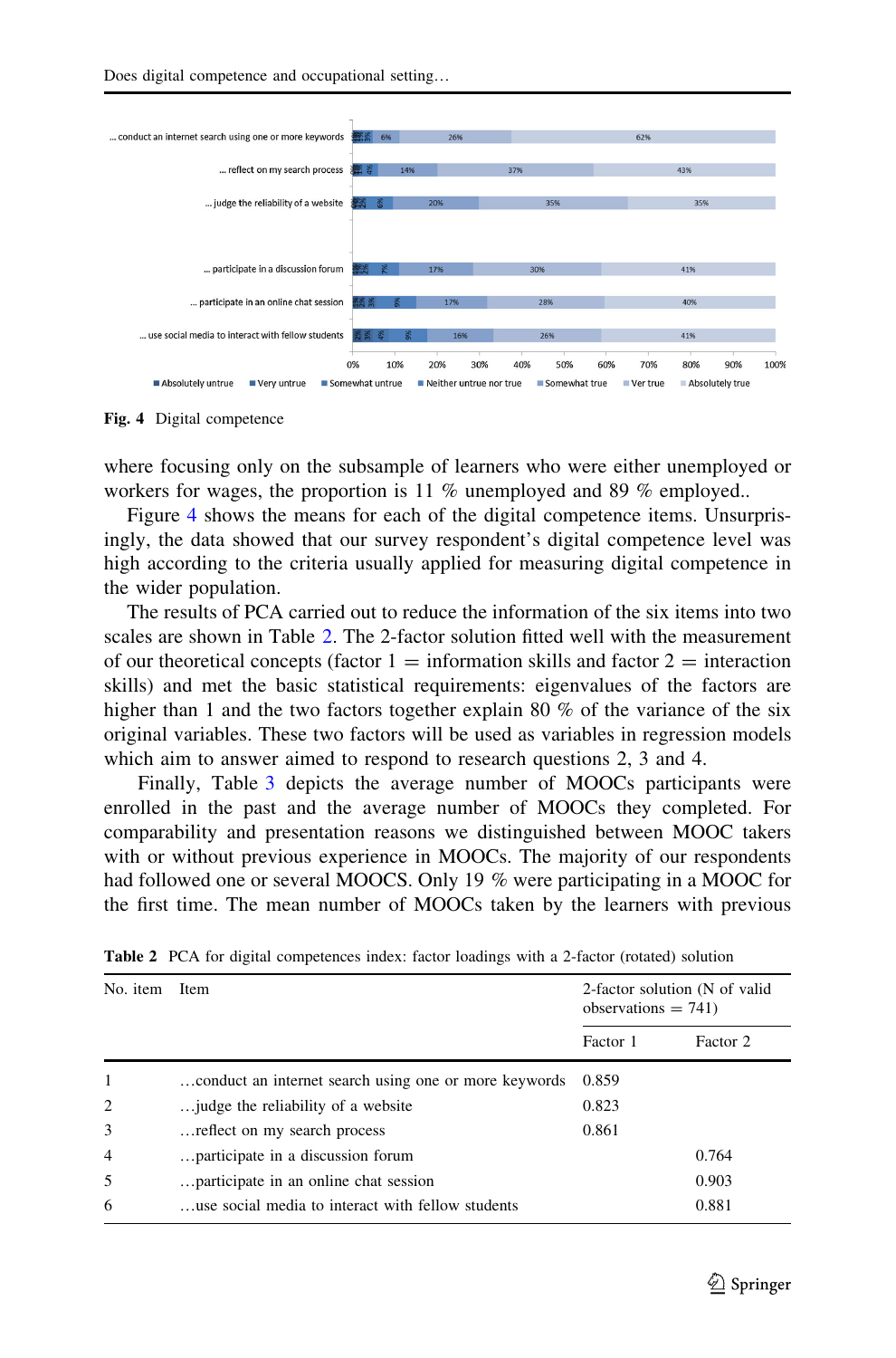Fig. 4 Digital competence

where focusing only on the subsample of learners who were either unemployed or workers for wages, the proportion is 11 % unemployed and 89 % employed..

Figure 4 shows the means for each of the digital competence items. Unsurprisingly, the data showed that our survey respondent's digital competence level was high according to the criteria usually applied for measuring digital competence in the wider population.

The results of PCA carried out to reduce the information of the six items into two scales are shown in Table 2. The 2-factor solution fitted well with the measurement of our theoretical concepts (factor 1 = information skills and factor 2 = interaction skills) and met the basic statistical requirements: eigenvalues of the factors are higher than 1 and the two factors together explain 80 % of the variance of the six original variables. These two factors will be used as variables in regression models which aim to answer aimed to respond to research questions 2, 3 and 4.

Finally, Table 3 depicts the average number of MOOCs participants were enrolled in the past and the average number of MOOCs they completed. For comparability and presentation reasons we distinguished between MOOC takers with or without previous experience in MOOCs. The majority of our respondents had followed one or several MOOCS. Only 19 % were participating in a MOOC for the first time. The mean number of MOOCs taken by the learners with previous

**Table 2** PCA for digital competences index: factor loadings with a 2-factor (rotated) solution

| No. item | Item | 2-factor solution (N of valid observations = 741) | |
|---|---|---|---|
| | | Factor 1 | Factor 2 |
| 1 | …conduct an internet search using one or more keywords | 0.859 | |
| 2 | …judge the reliability of a website | 0.823 | |
| 3 | …reflect on my search process | 0.861 | |
| 4 | …participate in a discussion forum | | 0.764 |
| 5 | …participate in an online chat session | | 0.903 |
| 6 | …use social media to interact with fellow students | | 0.881 |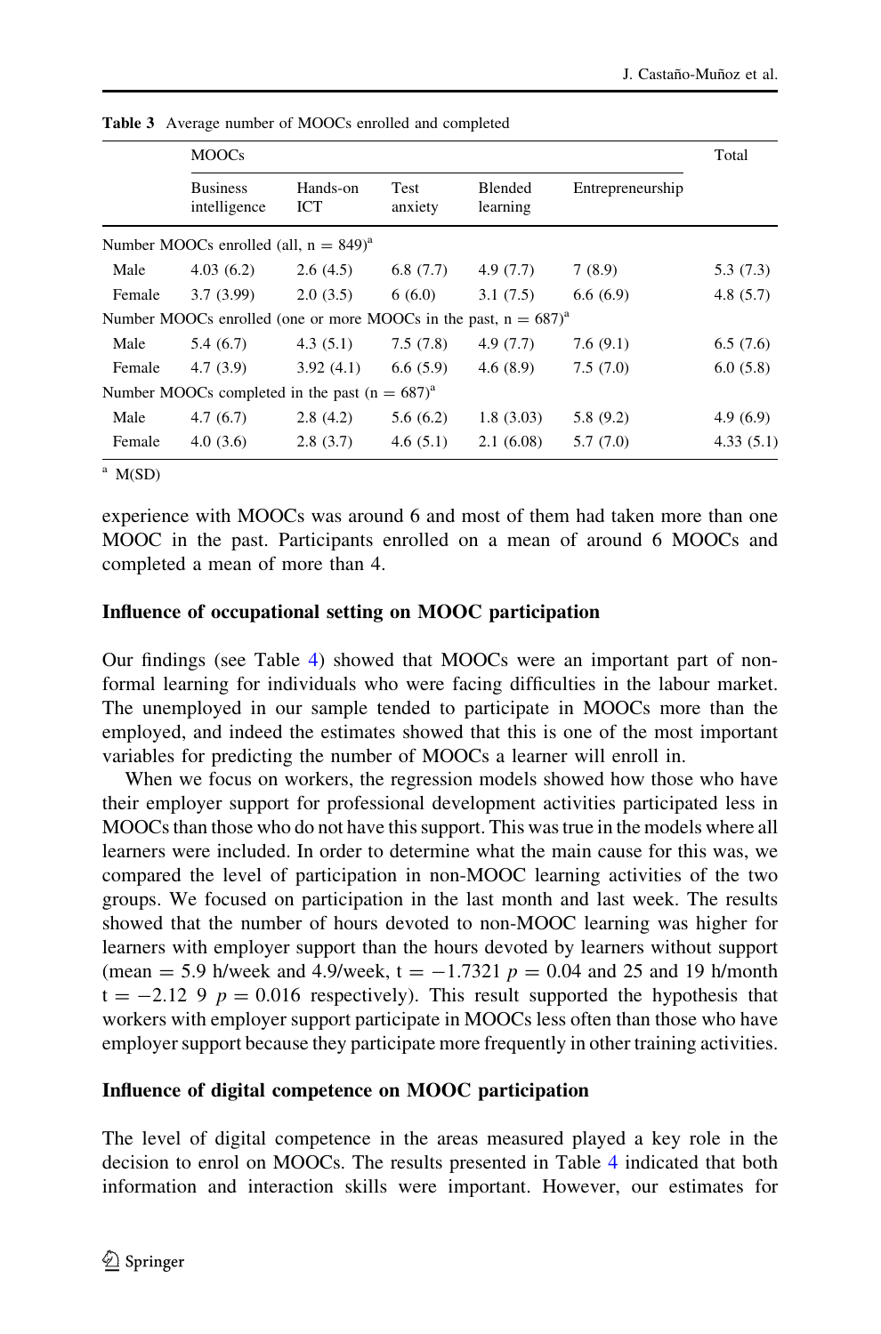**Table 3** Average number of MOOCs enrolled and completed

| | MOOCs | | | | | Total |
|---|---|---|---|---|---|---|
| | Business intelligence | Hands-on ICT | Test anxiety | Blended learning | Entrepreneurship | |
| Number MOOCs enrolled (all, n = 849)[a] | | | | | | |
| Male | 4.03 (6.2) | 2.6 (4.5) | 6.8 (7.7) | 4.9 (7.7) | 7 (8.9) | 5.3 (7.3) |
| Female | 3.7 (3.99) | 2.0 (3.5) | 6 (6.0) | 3.1 (7.5) | 6.6 (6.9) | 4.8 (5.7) |
| Number MOOCs enrolled (one or more MOOCs in the past, n = 687)[a] | | | | | | |
| Male | 5.4 (6.7) | 4.3 (5.1) | 7.5 (7.8) | 4.9 (7.7) | 7.6 (9.1) | 6.5 (7.6) |
| Female | 4.7 (3.9) | 3.92 (4.1) | 6.6 (5.9) | 4.6 (8.9) | 7.5 (7.0) | 6.0 (5.8) |
| Number MOOCs completed in the past (n = 687)[a] | | | | | | |
| Male | 4.7 (6.7) | 2.8 (4.2) | 5.6 (6.2) | 1.8 (3.03) | 5.8 (9.2) | 4.9 (6.9) |
| Female | 4.0 (3.6) | 2.8 (3.7) | 4.6 (5.1) | 2.1 (6.08) | 5.7 (7.0) | 4.33 (5.1) |

[a] M(SD)

experience with MOOCs was around 6 and most of them had taken more than one MOOC in the past. Participants enrolled on a mean of around 6 MOOCs and completed a mean of more than 4.

### Influence of occupational setting on MOOC participation

Our findings (see Table 4) showed that MOOCs were an important part of non-formal learning for individuals who were facing difficulties in the labour market. The unemployed in our sample tended to participate in MOOCs more than the employed, and indeed the estimates showed that this is one of the most important variables for predicting the number of MOOCs a learner will enroll in.

When we focus on workers, the regression models showed how those who have their employer support for professional development activities participated less in MOOCs than those who do not have this support. This was true in the models where all learners were included. In order to determine what the main cause for this was, we compared the level of participation in non-MOOC learning activities of the two groups. We focused on participation in the last month and last week. The results showed that the number of hours devoted to non-MOOC learning was higher for learners with employer support than the hours devoted by learners without support (mean = 5.9 h/week and 4.9/week, $t = -1.7321$ $p = 0.04$ and 25 and 19 h/month $t = -2.12\ 9$ $p = 0.016$ respectively). This result supported the hypothesis that workers with employer support participate in MOOCs less often than those who have employer support because they participate more frequently in other training activities.

### Influence of digital competence on MOOC participation

The level of digital competence in the areas measured played a key role in the decision to enrol on MOOCs. The results presented in Table 4 indicated that both information and interaction skills were important. However, our estimates for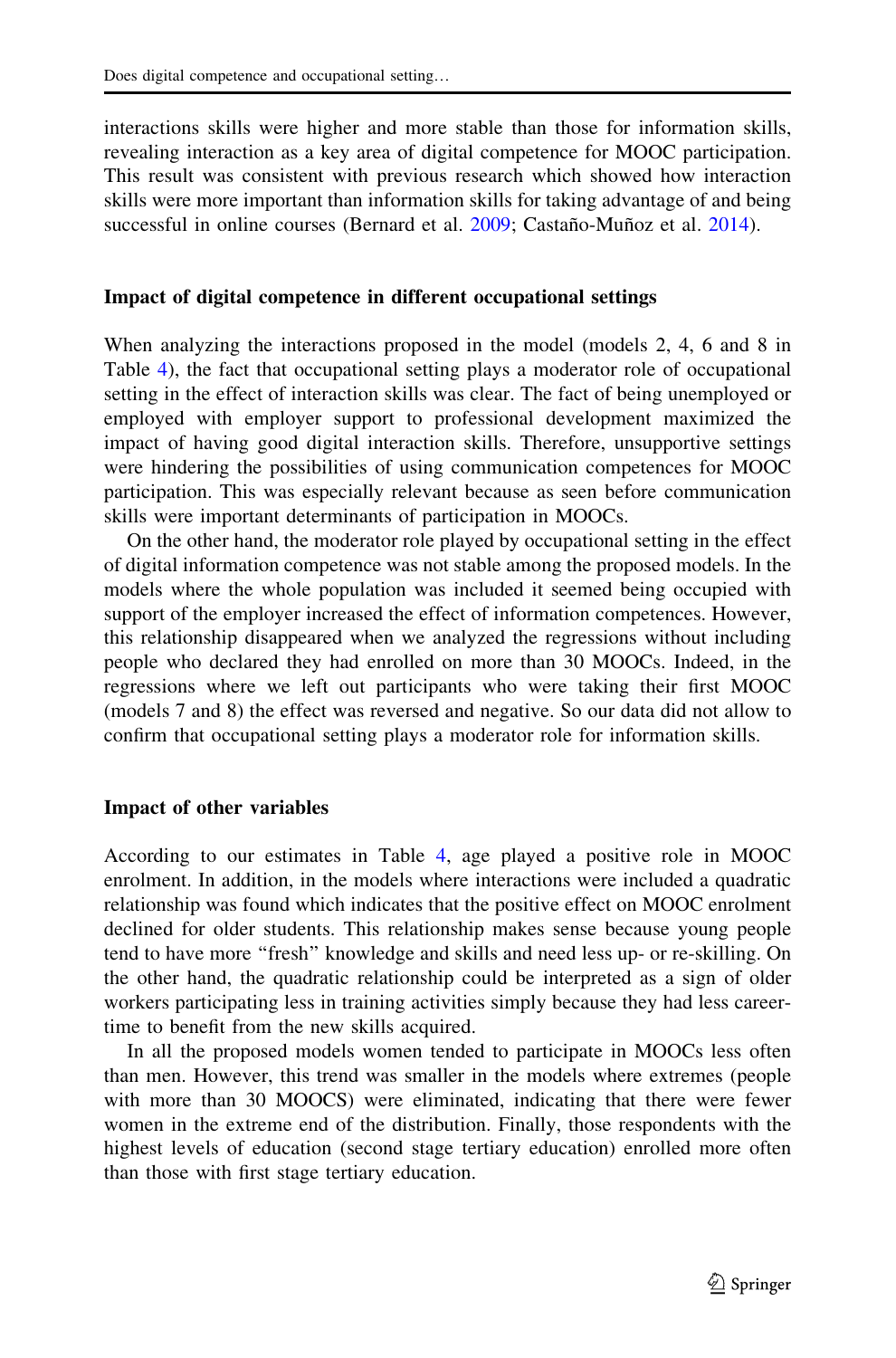interactions skills were higher and more stable than those for information skills, revealing interaction as a key area of digital competence for MOOC participation. This result was consistent with previous research which showed how interaction skills were more important than information skills for taking advantage of and being successful in online courses (Bernard et al. 2009; Castaño-Muñoz et al. 2014).

### Impact of digital competence in different occupational settings

When analyzing the interactions proposed in the model (models 2, 4, 6 and 8 in Table 4), the fact that occupational setting plays a moderator role of occupational setting in the effect of interaction skills was clear. The fact of being unemployed or employed with employer support to professional development maximized the impact of having good digital interaction skills. Therefore, unsupportive settings were hindering the possibilities of using communication competences for MOOC participation. This was especially relevant because as seen before communication skills were important determinants of participation in MOOCs.

On the other hand, the moderator role played by occupational setting in the effect of digital information competence was not stable among the proposed models. In the models where the whole population was included it seemed being occupied with support of the employer increased the effect of information competences. However, this relationship disappeared when we analyzed the regressions without including people who declared they had enrolled on more than 30 MOOCs. Indeed, in the regressions where we left out participants who were taking their first MOOC (models 7 and 8) the effect was reversed and negative. So our data did not allow to confirm that occupational setting plays a moderator role for information skills.

### Impact of other variables

According to our estimates in Table 4, age played a positive role in MOOC enrolment. In addition, in the models where interactions were included a quadratic relationship was found which indicates that the positive effect on MOOC enrolment declined for older students. This relationship makes sense because young people tend to have more "fresh" knowledge and skills and need less up- or re-skilling. On the other hand, the quadratic relationship could be interpreted as a sign of older workers participating less in training activities simply because they had less career-time to benefit from the new skills acquired.

In all the proposed models women tended to participate in MOOCs less often than men. However, this trend was smaller in the models where extremes (people with more than 30 MOOCS) were eliminated, indicating that there were fewer women in the extreme end of the distribution. Finally, those respondents with the highest levels of education (second stage tertiary education) enrolled more often than those with first stage tertiary education.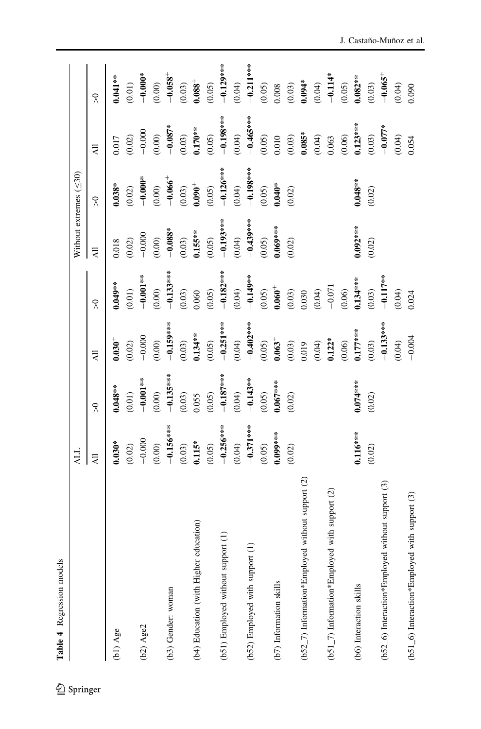**Table 4** Regression models

| | ALL | | | | Without extremes (≤30) | | | |
|---|---|---|---|---|---|---|---|---|
| | All | >0 | All | >0 | All | >0 | All | >0 |
| (b1) Age | **0.030*** | **0.048**** | **0.030**$^{+}$ | **0.049**** | 0.018 | **0.038*** | 0.017 | **0.041**** |
| | (0.02) | (0.01) | (0.02) | (0.01) | (0.02) | (0.02) | (0.02) | (0.01) |
| (b2) Age2 | −0.000 | **−0.001**** | −0.000 | **−0.001**** | −0.000 | **−0.000*** | −0.000 | **−0.000*** |
| | (0.00) | (0.00) | (0.00) | (0.00) | (0.00) | (0.00) | (0.00) | (0.00) |
| (b3) Gender: woman | **−0.156***** | **−0.135***** | **−0.159***** | **−0.133***** | **−0.088*** | **−0.066**$^{+}$ | **−0.087*** | **−0.058**$^{+}$ |
| | (0.03) | (0.03) | (0.03) | (0.03) | (0.03) | (0.03) | (0.03) | (0.03) |
| (b4) Education (with Higher education) | **0.115*** | 0.055 | **0.134**** | 0.060 | **0.155**** | **0.090**$^{+}$ | **0.170**** | **0.088**$^{+}$ |
| | (0.05) | (0.05) | (0.05) | (0.05) | (0.05) | (0.05) | (0.05) | (0.05) |
| (b51) Employed without support (1) | **−0.256***** | **−0.187***** | **−0.251***** | **−0.182***** | **−0.193***** | **−0.126***** | **−0.198***** | **−0.129***** |
| | (0.04) | (0.04) | (0.04) | (0.04) | (0.04) | (0.04) | (0.04) | (0.04) |
| (b52) Employed with support (1) | **−0.371***** | **−0.143**** | **−0.402***** | **−0.149**** | **−0.439***** | **−0.198***** | **−0.465***** | **−0.211***** |
| | (0.05) | (0.05) | (0.05) | (0.05) | (0.05) | (0.05) | (0.05) | (0.05) |
| (b7) Information skills | **0.099***** | **0.067***** | **0.063**$^{+}$ | **0.060**$^{+}$ | **0.069***** | **0.040*** | 0.010 | 0.008 |
| | (0.02) | (0.02) | (0.03) | (0.03) | (0.02) | (0.02) | (0.03) | (0.03) |
| (b52_7) Information*Employed without support (2) | | | 0.019 | 0.030 | | | **0.085*** | **0.094*** |
| | | | (0.04) | (0.04) | | | (0.04) | (0.04) |
| (b51_7) Information*Employed with support (2) | | | **0.122*** | −0.071 | | | 0.063 | **−0.114*** |
| | | | (0.06) | (0.06) | | | (0.06) | (0.05) |
| (b6) Interaction skills | **0.116***** | **0.074***** | **0.177***** | **0.134***** | **0.092***** | **0.048**** | **0.123***** | **0.082**** |
| | (0.02) | (0.02) | (0.03) | (0.03) | (0.02) | (0.02) | (0.03) | (0.03) |
| (b52_6) Interaction*Employed without support (3) | | | **−0.133***** | **−0.117**** | | | **−0.077*** | **−0.065**$^{+}$ |
| | | | (0.04) | (0.04) | | | (0.04) | (0.04) |
| (b51_6) Interaction*Employed with support (3) | | | −0.004 | 0.024 | | | 0.054 | 0.090 |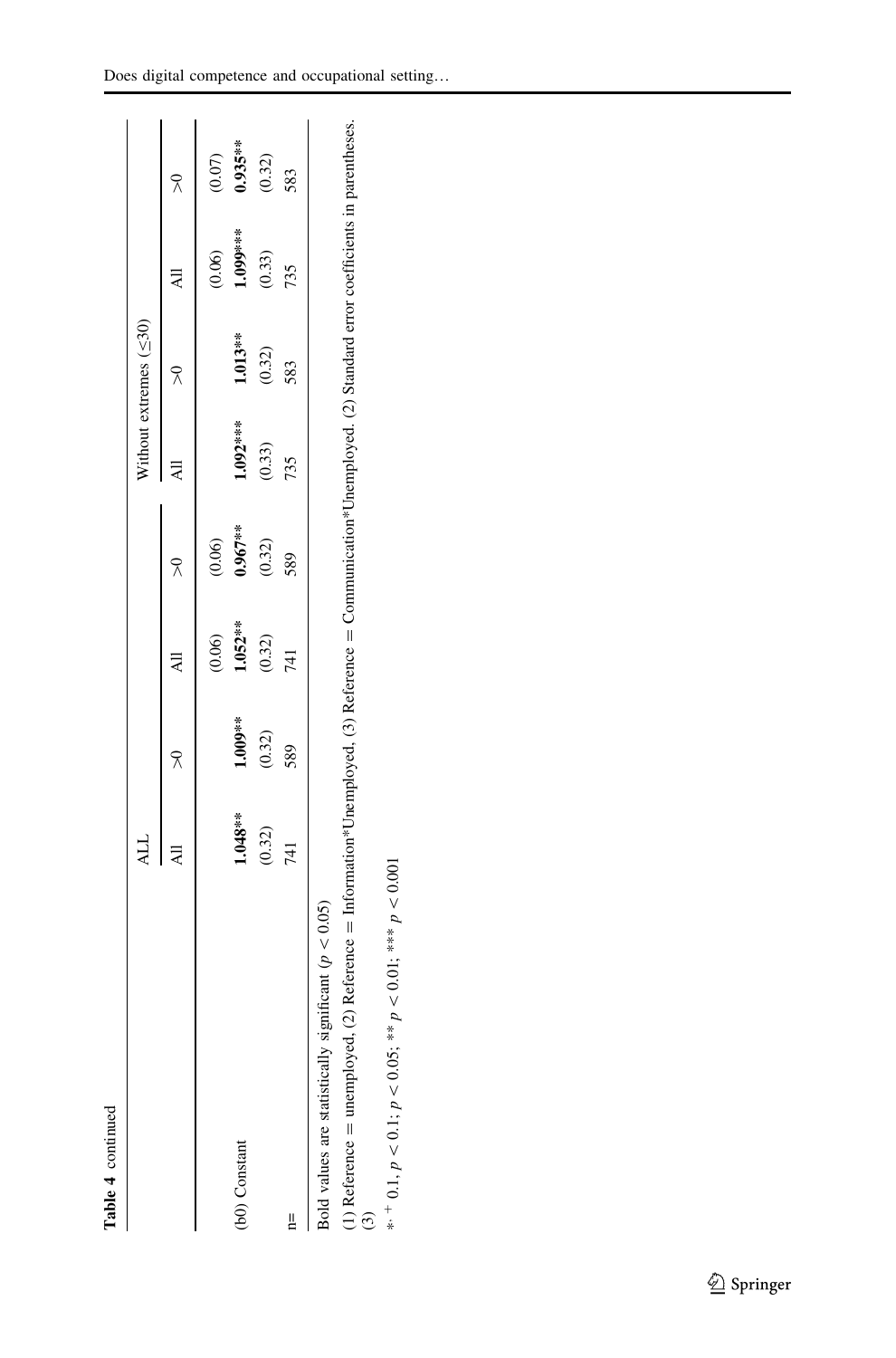**Table 4** continued

| | ALL | | | | Without extremes (≤30) | | | |
|---|---|---|---|---|---|---|---|---|
| | All | >0 | All | >0 | All | >0 | All | >0 |
| | | | (0.06) | (0.06) | | | (0.06) | (0.07) |
| (b0) Constant | **1.048**** | **1.009**** | **1.052**** | **0.967**** | **1.092***** | **1.013**** | **1.099***** | **0.935**** |
| | (0.32) | (0.32) | (0.32) | (0.32) | (0.33) | (0.32) | (0.33) | (0.32) |
| n= | 741 | 589 | 741 | 589 | 735 | 583 | 735 | 583 |

Bold values are statistically significant ($p < 0.05$)

(1) Reference = unemployed, (2) Reference = Information*Unemployed, (3) Reference = Communication*Unemployed. (2) Standard error coefficients in parentheses. (3)

*: + 0.1, $p < 0.1$; $p < 0.05$; ** $p < 0.01$; *** $p < 0.001$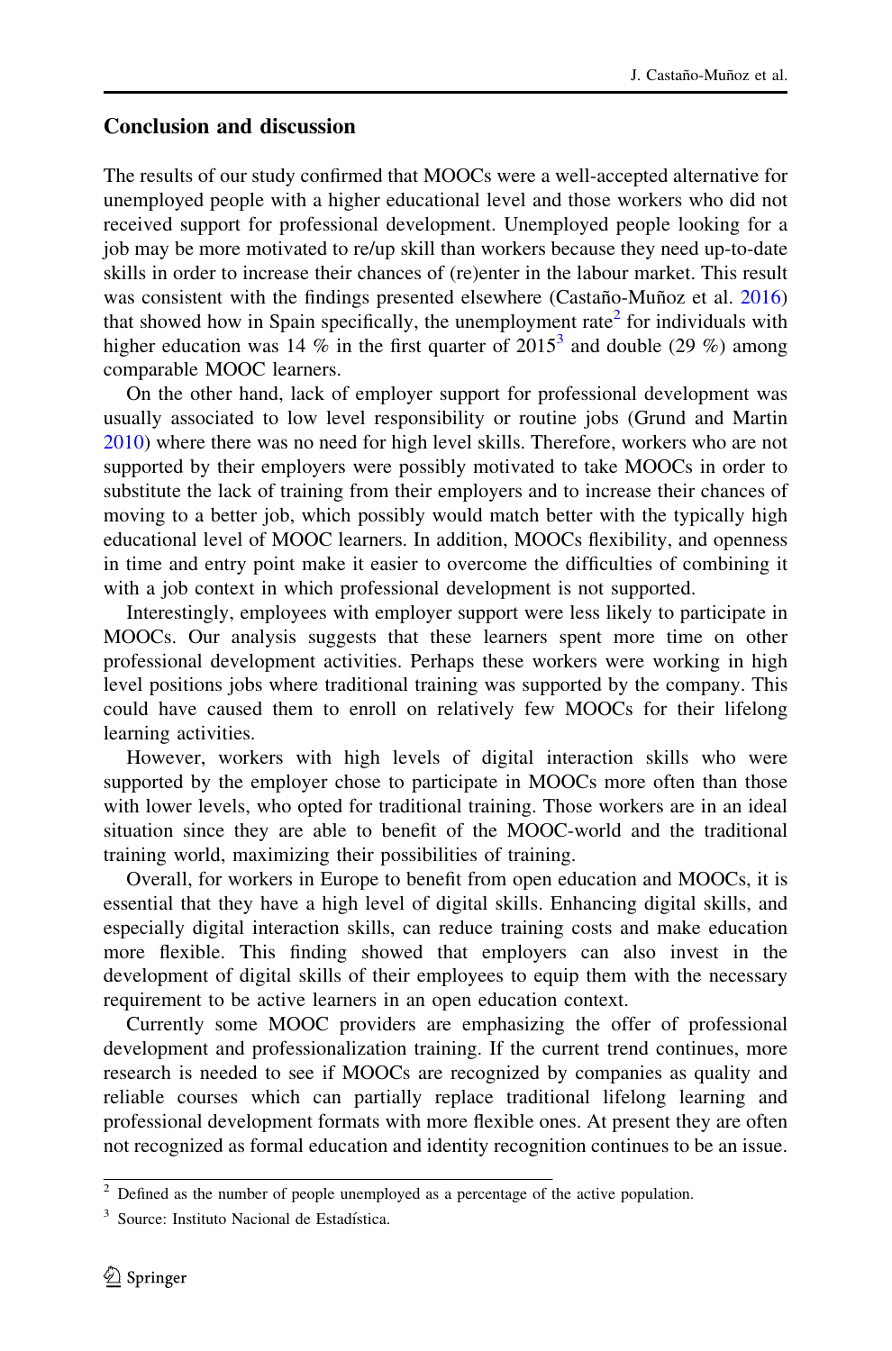## Conclusion and discussion

The results of our study confirmed that MOOCs were a well-accepted alternative for unemployed people with a higher educational level and those workers who did not received support for professional development. Unemployed people looking for a job may be more motivated to re/up skill than workers because they need up-to-date skills in order to increase their chances of (re)enter in the labour market. This result was consistent with the findings presented elsewhere (Castaño-Muñoz et al. 2016) that showed how in Spain specifically, the unemployment rate[2] for individuals with higher education was 14 % in the first quarter of 2015[3] and double (29 %) among comparable MOOC learners.

On the other hand, lack of employer support for professional development was usually associated to low level responsibility or routine jobs (Grund and Martin 2010) where there was no need for high level skills. Therefore, workers who are not supported by their employers were possibly motivated to take MOOCs in order to substitute the lack of training from their employers and to increase their chances of moving to a better job, which possibly would match better with the typically high educational level of MOOC learners. In addition, MOOCs flexibility, and openness in time and entry point make it easier to overcome the difficulties of combining it with a job context in which professional development is not supported.

Interestingly, employees with employer support were less likely to participate in MOOCs. Our analysis suggests that these learners spent more time on other professional development activities. Perhaps these workers were working in high level positions jobs where traditional training was supported by the company. This could have caused them to enroll on relatively few MOOCs for their lifelong learning activities.

However, workers with high levels of digital interaction skills who were supported by the employer chose to participate in MOOCs more often than those with lower levels, who opted for traditional training. Those workers are in an ideal situation since they are able to benefit of the MOOC-world and the traditional training world, maximizing their possibilities of training.

Overall, for workers in Europe to benefit from open education and MOOCs, it is essential that they have a high level of digital skills. Enhancing digital skills, and especially digital interaction skills, can reduce training costs and make education more flexible. This finding showed that employers can also invest in the development of digital skills of their employees to equip them with the necessary requirement to be active learners in an open education context.

Currently some MOOC providers are emphasizing the offer of professional development and professionalization training. If the current trend continues, more research is needed to see if MOOCs are recognized by companies as quality and reliable courses which can partially replace traditional lifelong learning and professional development formats with more flexible ones. At present they are often not recognized as formal education and identity recognition continues to be an issue.

---

[2] Defined as the number of people unemployed as a percentage of the active population.

[3] Source: Instituto Nacional de Estadística.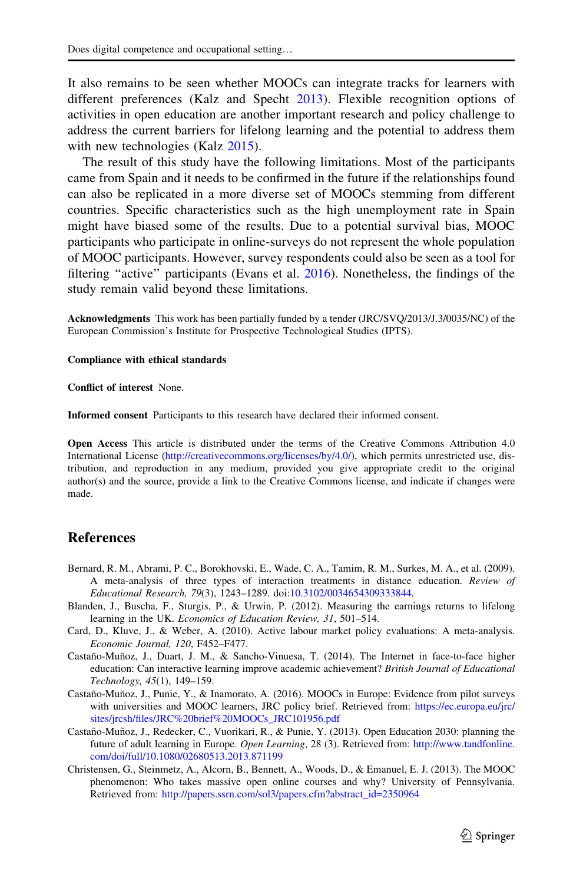It also remains to be seen whether MOOCs can integrate tracks for learners with different preferences (Kalz and Specht 2013). Flexible recognition options of activities in open education are another important research and policy challenge to address the current barriers for lifelong learning and the potential to address them with new technologies (Kalz 2015).

The result of this study have the following limitations. Most of the participants came from Spain and it needs to be confirmed in the future if the relationships found can also be replicated in a more diverse set of MOOCs stemming from different countries. Specific characteristics such as the high unemployment rate in Spain might have biased some of the results. Due to a potential survival bias, MOOC participants who participate in online-surveys do not represent the whole population of MOOC participants. However, survey respondents could also be seen as a tool for filtering "active" participants (Evans et al. 2016). Nonetheless, the findings of the study remain valid beyond these limitations.

**Acknowledgments** This work has been partially funded by a tender (JRC/SVQ/2013/J.3/0035/NC) of the European Commission's Institute for Prospective Technological Studies (IPTS).

**Compliance with ethical standards**

**Conflict of interest** None.

**Informed consent** Participants to this research have declared their informed consent.

**Open Access** This article is distributed under the terms of the Creative Commons Attribution 4.0 International License (http://creativecommons.org/licenses/by/4.0/), which permits unrestricted use, distribution, and reproduction in any medium, provided you give appropriate credit to the original author(s) and the source, provide a link to the Creative Commons license, and indicate if changes were made.

## References

Bernard, R. M., Abrami, P. C., Borokhovski, E., Wade, C. A., Tamim, R. M., Surkes, M. A., et al. (2009). A meta-analysis of three types of interaction treatments in distance education. *Review of Educational Research, 79*(3), 1243–1289. doi:10.3102/0034654309333844.

Blanden, J., Buscha, F., Sturgis, P., & Urwin, P. (2012). Measuring the earnings returns to lifelong learning in the UK. *Economics of Education Review, 31*, 501–514.

Card, D., Kluve, J., & Weber, A. (2010). Active labour market policy evaluations: A meta-analysis. *Economic Journal, 120*, F452–F477.

Castaño-Muñoz, J., Duart, J. M., & Sancho-Vinuesa, T. (2014). The Internet in face-to-face higher education: Can interactive learning improve academic achievement? *British Journal of Educational Technology, 45*(1), 149–159.

Castaño-Muñoz, J., Punie, Y., & Inamorato, A. (2016). MOOCs in Europe: Evidence from pilot surveys with universities and MOOC learners, JRC policy brief. Retrieved from: https://ec.europa.eu/jrc/sites/jrcsh/files/JRC%20brief%20MOOCs_JRC101956.pdf

Castaño-Muñoz, J., Redecker, C., Vuorikari, R., & Punie, Y. (2013). Open Education 2030: planning the future of adult learning in Europe. *Open Learning*, 28 (3). Retrieved from: http://www.tandfonline.com/doi/full/10.1080/02680513.2013.871199

Christensen, G., Steinmetz, A., Alcorn, B., Bennett, A., Woods, D., & Emanuel, E. J. (2013). The MOOC phenomenon: Who takes massive open online courses and why? University of Pennsylvania. Retrieved from: http://papers.ssrn.com/sol3/papers.cfm?abstract_id=2350964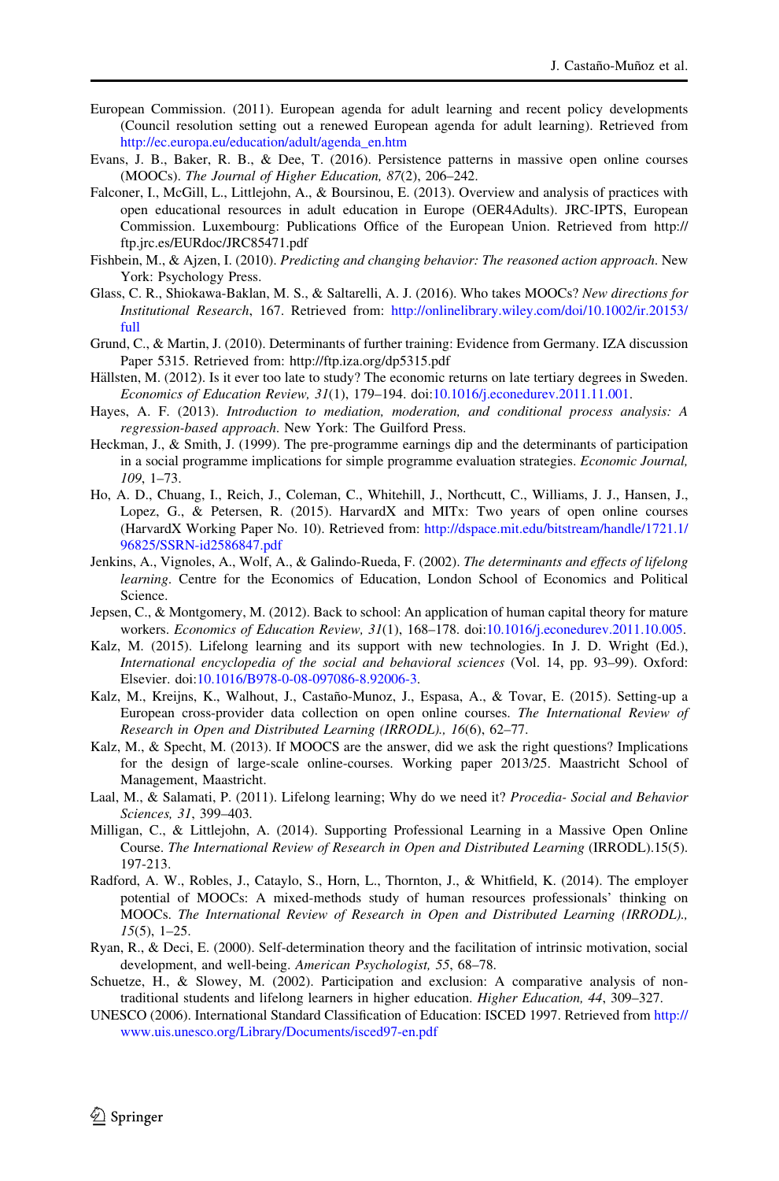European Commission. (2011). European agenda for adult learning and recent policy developments (Council resolution setting out a renewed European agenda for adult learning). Retrieved from http://ec.europa.eu/education/adult/agenda_en.htm

Evans, J. B., Baker, R. B., & Dee, T. (2016). Persistence patterns in massive open online courses (MOOCs). *The Journal of Higher Education, 87*(2), 206–242.

Falconer, I., McGill, L., Littlejohn, A., & Boursinou, E. (2013). Overview and analysis of practices with open educational resources in adult education in Europe (OER4Adults). JRC-IPTS, European Commission. Luxembourg: Publications Office of the European Union. Retrieved from http://ftp.jrc.es/EURdoc/JRC85471.pdf

Fishbein, M., & Ajzen, I. (2010). *Predicting and changing behavior: The reasoned action approach*. New York: Psychology Press.

Glass, C. R., Shiokawa-Baklan, M. S., & Saltarelli, A. J. (2016). Who takes MOOCs? *New directions for Institutional Research*, 167. Retrieved from: http://onlinelibrary.wiley.com/doi/10.1002/ir.20153/full

Grund, C., & Martin, J. (2010). Determinants of further training: Evidence from Germany. IZA discussion Paper 5315. Retrieved from: http://ftp.iza.org/dp5315.pdf

Hällsten, M. (2012). Is it ever too late to study? The economic returns on late tertiary degrees in Sweden. *Economics of Education Review, 31*(1), 179–194. doi:10.1016/j.econedurev.2011.11.001.

Hayes, A. F. (2013). *Introduction to mediation, moderation, and conditional process analysis: A regression-based approach*. New York: The Guilford Press.

Heckman, J., & Smith, J. (1999). The pre-programme earnings dip and the determinants of participation in a social programme implications for simple programme evaluation strategies. *Economic Journal, 109*, 1–73.

Ho, A. D., Chuang, I., Reich, J., Coleman, C., Whitehill, J., Northcutt, C., Williams, J. J., Hansen, J., Lopez, G., & Petersen, R. (2015). HarvardX and MITx: Two years of open online courses (HarvardX Working Paper No. 10). Retrieved from: http://dspace.mit.edu/bitstream/handle/1721.1/96825/SSRN-id2586847.pdf

Jenkins, A., Vignoles, A., Wolf, A., & Galindo-Rueda, F. (2002). *The determinants and effects of lifelong learning*. Centre for the Economics of Education, London School of Economics and Political Science.

Jepsen, C., & Montgomery, M. (2012). Back to school: An application of human capital theory for mature workers. *Economics of Education Review, 31*(1), 168–178. doi:10.1016/j.econedurev.2011.10.005.

Kalz, M. (2015). Lifelong learning and its support with new technologies. In J. D. Wright (Ed.), *International encyclopedia of the social and behavioral sciences* (Vol. 14, pp. 93–99). Oxford: Elsevier. doi:10.1016/B978-0-08-097086-8.92006-3.

Kalz, M., Kreijns, K., Walhout, J., Castaño-Munoz, J., Espasa, A., & Tovar, E. (2015). Setting-up a European cross-provider data collection on open online courses. *The International Review of Research in Open and Distributed Learning (IRRODL)., 16*(6), 62–77.

Kalz, M., & Specht, M. (2013). If MOOCS are the answer, did we ask the right questions? Implications for the design of large-scale online-courses. Working paper 2013/25. Maastricht School of Management, Maastricht.

Laal, M., & Salamati, P. (2011). Lifelong learning; Why do we need it? *Procedia- Social and Behavior Sciences, 31*, 399–403.

Milligan, C., & Littlejohn, A. (2014). Supporting Professional Learning in a Massive Open Online Course. *The International Review of Research in Open and Distributed Learning* (IRRODL).15(5). 197-213.

Radford, A. W., Robles, J., Cataylo, S., Horn, L., Thornton, J., & Whitfield, K. (2014). The employer potential of MOOCs: A mixed-methods study of human resources professionals' thinking on MOOCs. *The International Review of Research in Open and Distributed Learning (IRRODL)., 15*(5), 1–25.

Ryan, R., & Deci, E. (2000). Self-determination theory and the facilitation of intrinsic motivation, social development, and well-being. *American Psychologist, 55*, 68–78.

Schuetze, H., & Slowey, M. (2002). Participation and exclusion: A comparative analysis of non-traditional students and lifelong learners in higher education. *Higher Education, 44*, 309–327.

UNESCO (2006). International Standard Classification of Education: ISCED 1997. Retrieved from http://www.uis.unesco.org/Library/Documents/isced97-en.pdf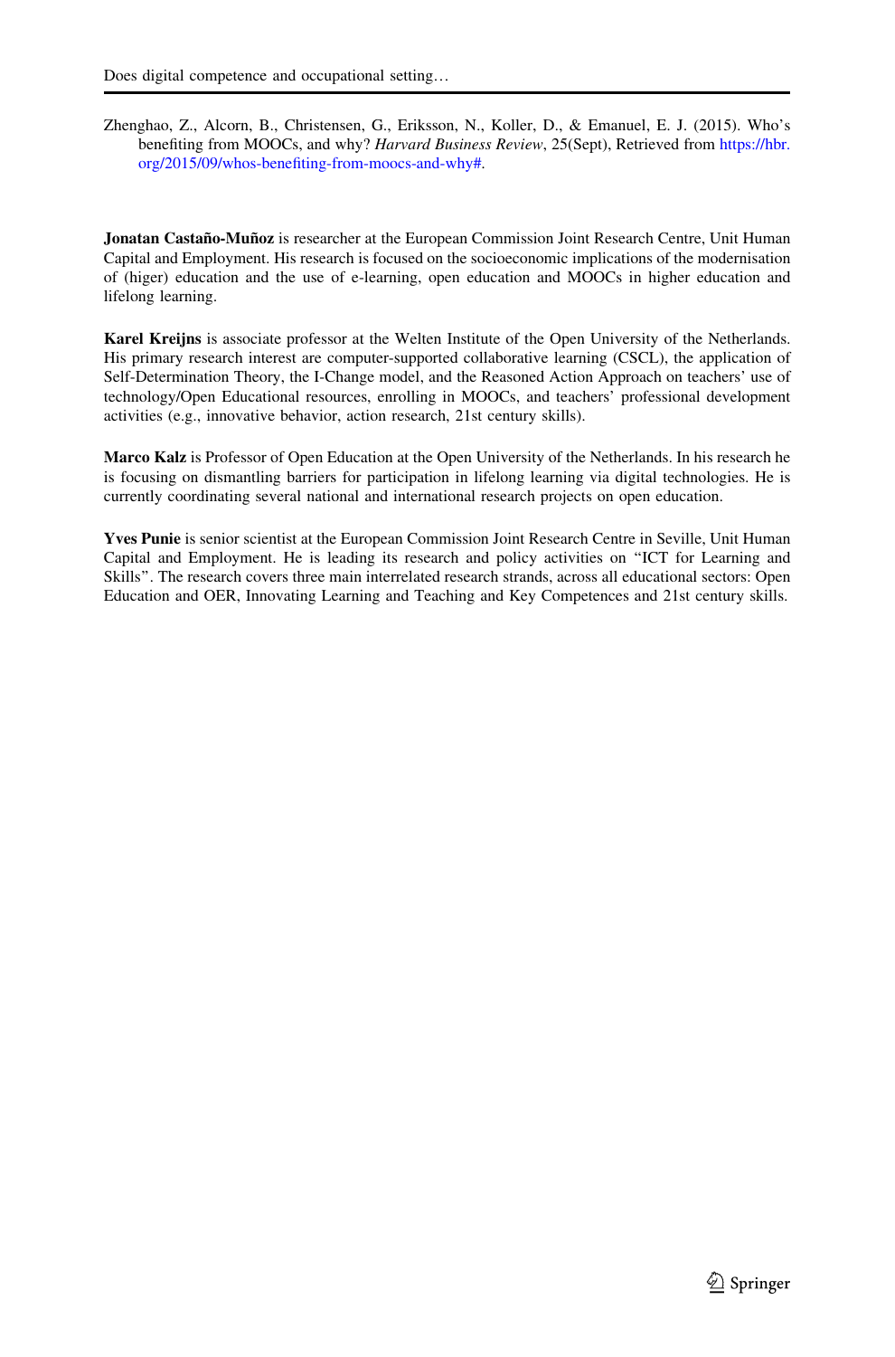Zhenghao, Z., Alcorn, B., Christensen, G., Eriksson, N., Koller, D., & Emanuel, E. J. (2015). Who's benefiting from MOOCs, and why? *Harvard Business Review*, 25(Sept), Retrieved from https://hbr.org/2015/09/whos-benefiting-from-moocs-and-why#.

**Jonatan Castaño-Muñoz** is researcher at the European Commission Joint Research Centre, Unit Human Capital and Employment. His research is focused on the socioeconomic implications of the modernisation of (higer) education and the use of e-learning, open education and MOOCs in higher education and lifelong learning.

**Karel Kreijns** is associate professor at the Welten Institute of the Open University of the Netherlands. His primary research interest are computer-supported collaborative learning (CSCL), the application of Self-Determination Theory, the I-Change model, and the Reasoned Action Approach on teachers' use of technology/Open Educational resources, enrolling in MOOCs, and teachers' professional development activities (e.g., innovative behavior, action research, 21st century skills).

**Marco Kalz** is Professor of Open Education at the Open University of the Netherlands. In his research he is focusing on dismantling barriers for participation in lifelong learning via digital technologies. He is currently coordinating several national and international research projects on open education.

**Yves Punie** is senior scientist at the European Commission Joint Research Centre in Seville, Unit Human Capital and Employment. He is leading its research and policy activities on "ICT for Learning and Skills". The research covers three main interrelated research strands, across all educational sectors: Open Education and OER, Innovating Learning and Teaching and Key Competences and 21st century skills.